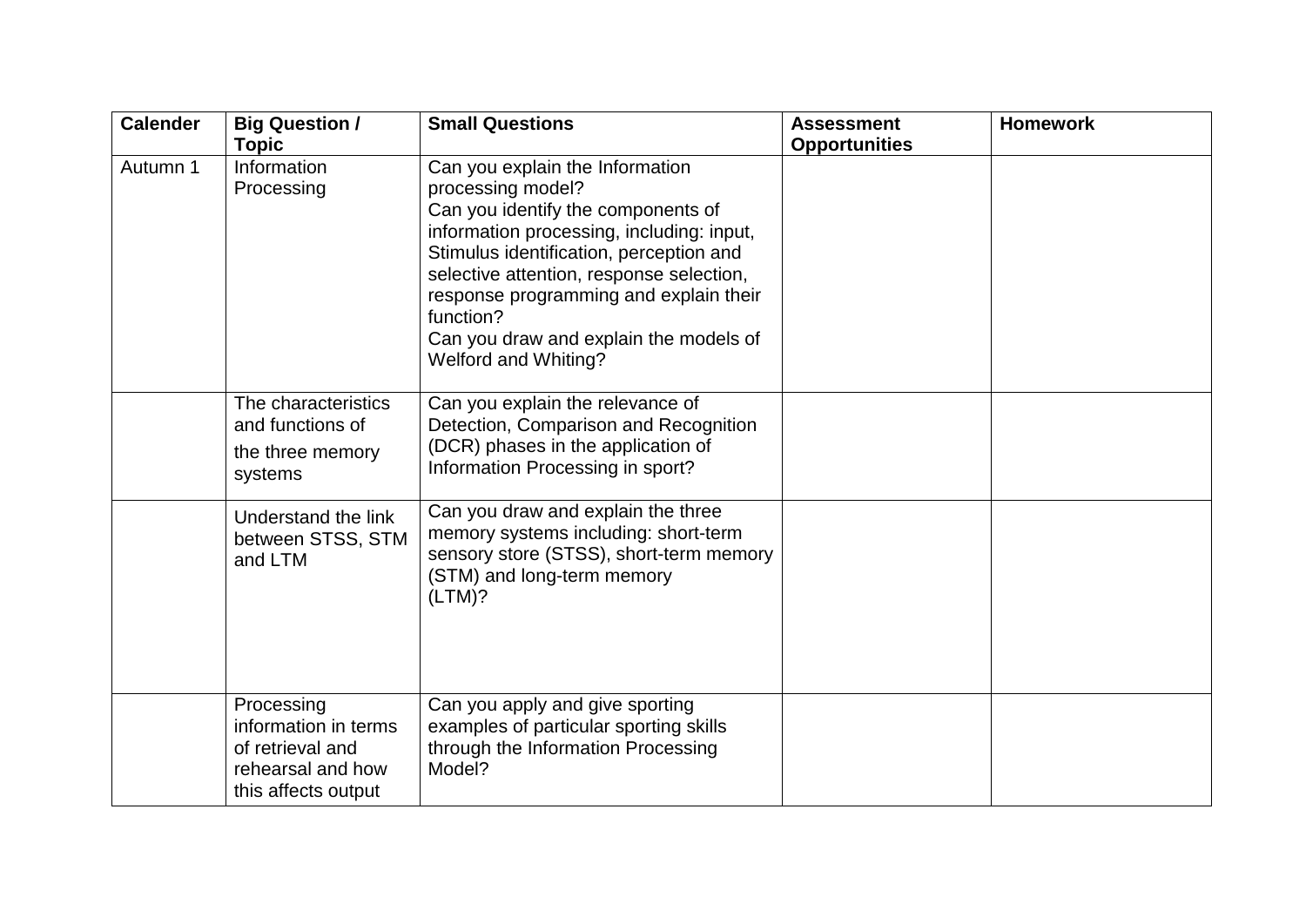| Calender | Big Question / Topic | Small Questions | Assessment Opportunities | Homework |
|---|---|---|---|---|
| Autumn 1 | Information Processing | Can you explain the Information processing model?<br>Can you identify the components of information processing, including: input, Stimulus identification, perception and selective attention, response selection, response programming and explain their function?<br>Can you draw and explain the models of Welford and Whiting? | | |
| | The characteristics and functions of the three memory systems | Can you explain the relevance of Detection, Comparison and Recognition (DCR) phases in the application of Information Processing in sport? | | |
| | Understand the link between STSS, STM and LTM | Can you draw and explain the three memory systems including: short-term sensory store (STSS), short-term memory (STM) and long-term memory (LTM)? | | |
| | Processing information in terms of retrieval and rehearsal and how this affects output | Can you apply and give sporting examples of particular sporting skills through the Information Processing Model? | | |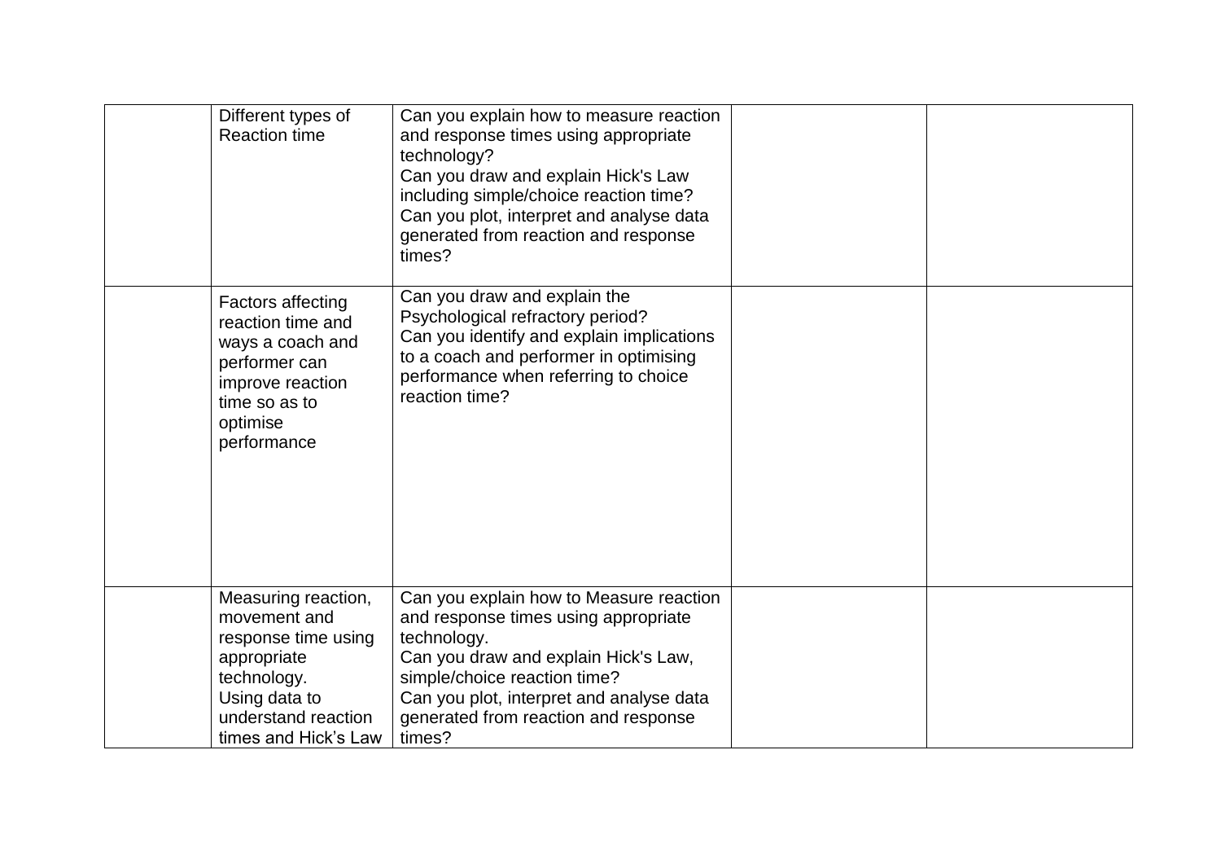| | | | | |
|---|---|---|---|---|
| | Different types of Reaction time | Can you explain how to measure reaction and response times using appropriate technology?<br>Can you draw and explain Hick's Law including simple/choice reaction time?<br>Can you plot, interpret and analyse data generated from reaction and response times? | | |
| | Factors affecting reaction time and ways a coach and performer can improve reaction time so as to optimise performance | Can you draw and explain the Psychological refractory period?<br>Can you identify and explain implications to a coach and performer in optimising performance when referring to choice reaction time? | | |
| | Measuring reaction, movement and response time using appropriate technology.<br>Using data to understand reaction times and Hick's Law | Can you explain how to Measure reaction and response times using appropriate technology.<br>Can you draw and explain Hick's Law, simple/choice reaction time?<br>Can you plot, interpret and analyse data generated from reaction and response times? | | |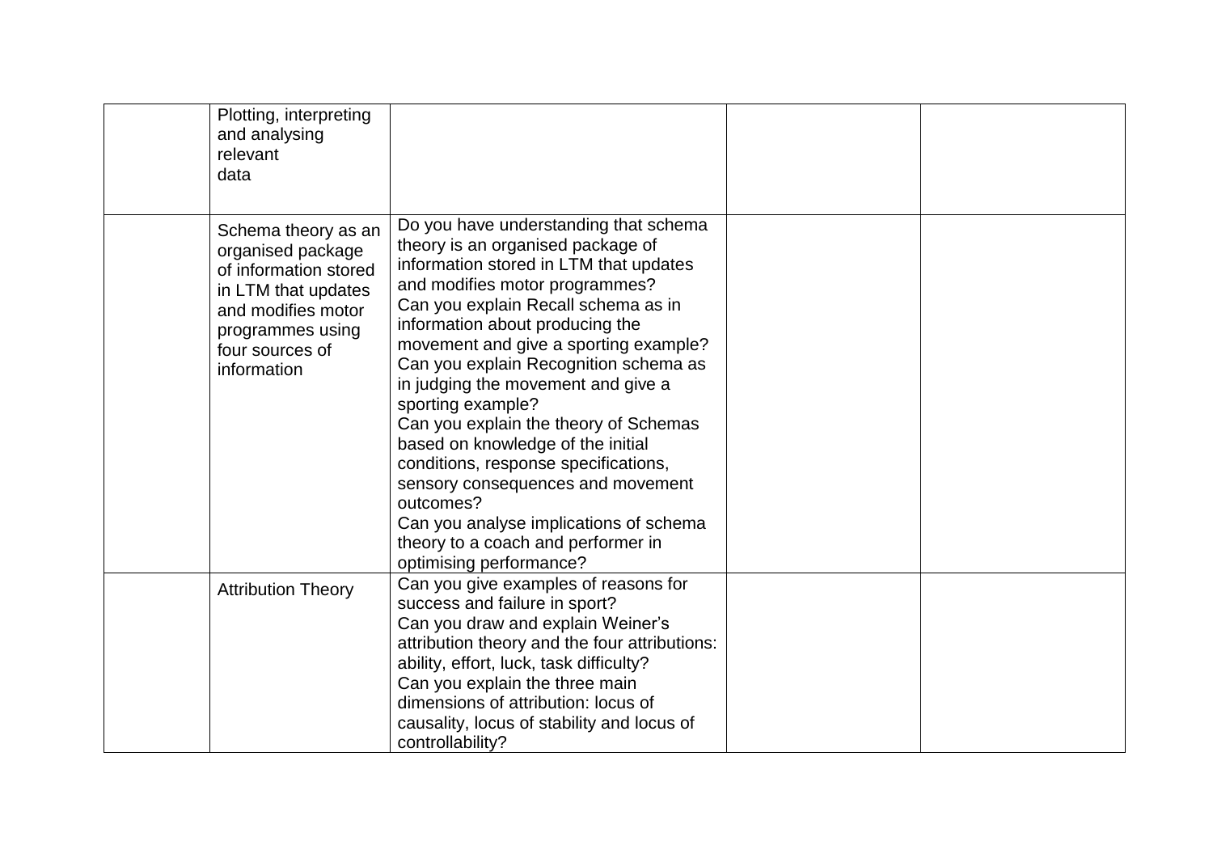| | | | | |
|---|---|---|---|---|
| | Plotting, interpreting and analysing relevant data | | | |
| | Schema theory as an organised package of information stored in LTM that updates and modifies motor programmes using four sources of information | Do you have understanding that schema theory is an organised package of information stored in LTM that updates and modifies motor programmes?<br>Can you explain Recall schema as in information about producing the movement and give a sporting example?<br>Can you explain Recognition schema as in judging the movement and give a sporting example?<br>Can you explain the theory of Schemas based on knowledge of the initial conditions, response specifications, sensory consequences and movement outcomes?<br>Can you analyse implications of schema theory to a coach and performer in optimising performance? | | |
| | Attribution Theory | Can you give examples of reasons for success and failure in sport?<br>Can you draw and explain Weiner's attribution theory and the four attributions: ability, effort, luck, task difficulty?<br>Can you explain the three main dimensions of attribution: locus of causality, locus of stability and locus of controllability? | | |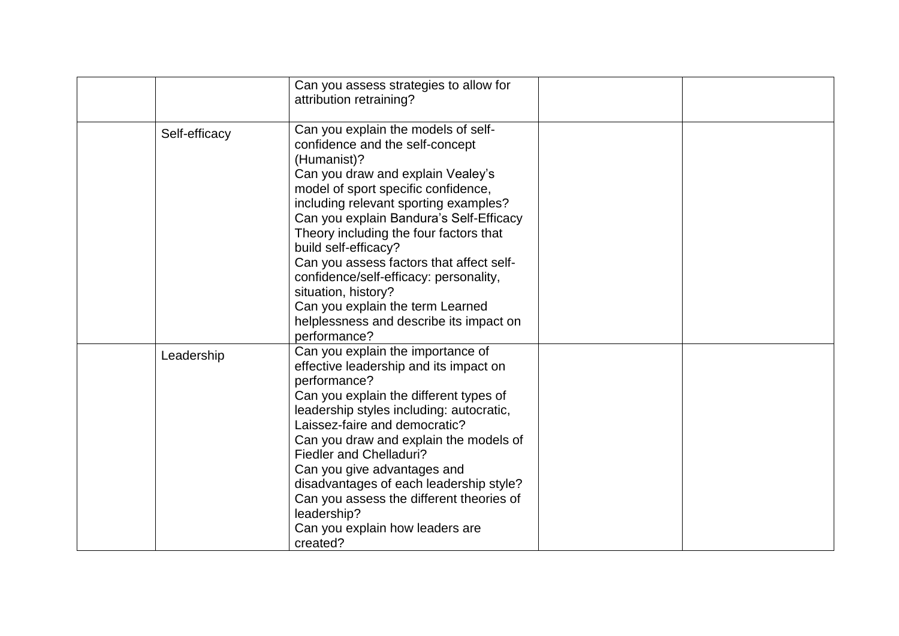| | | | | |
|---|---|---|---|---|
| | | Can you assess strategies to allow for attribution retraining? | | |
| | Self-efficacy | Can you explain the models of self-confidence and the self-concept (Humanist)?<br>Can you draw and explain Vealey's model of sport specific confidence, including relevant sporting examples?<br>Can you explain Bandura's Self-Efficacy Theory including the four factors that build self-efficacy?<br>Can you assess factors that affect self-confidence/self-efficacy: personality, situation, history?<br>Can you explain the term Learned helplessness and describe its impact on performance? | | |
| | Leadership | Can you explain the importance of effective leadership and its impact on performance?<br>Can you explain the different types of leadership styles including: autocratic, Laissez-faire and democratic?<br>Can you draw and explain the models of Fiedler and Chelladuri?<br>Can you give advantages and disadvantages of each leadership style?<br>Can you assess the different theories of leadership?<br>Can you explain how leaders are created? | | |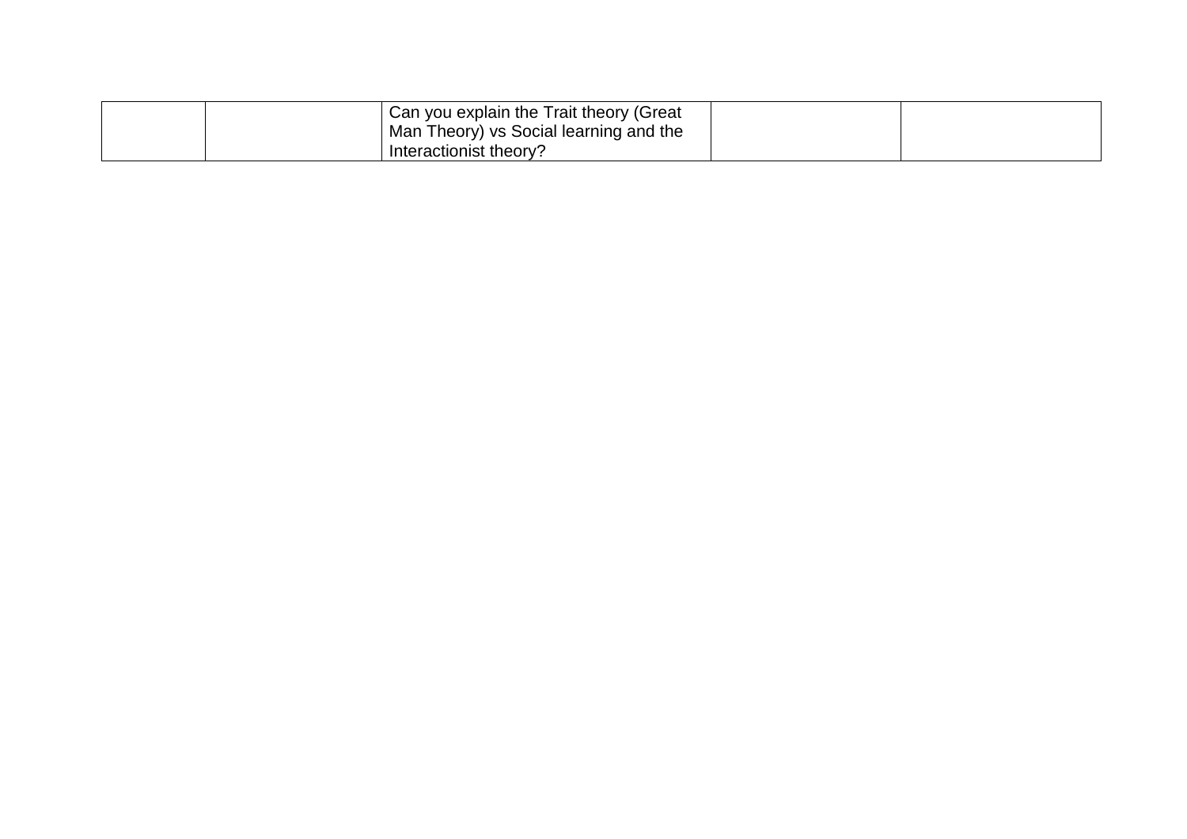| | | | | |
|---|---|---|---|---|
| | | Can you explain the Trait theory (Great Man Theory) vs Social learning and the Interactionist theory? | | |